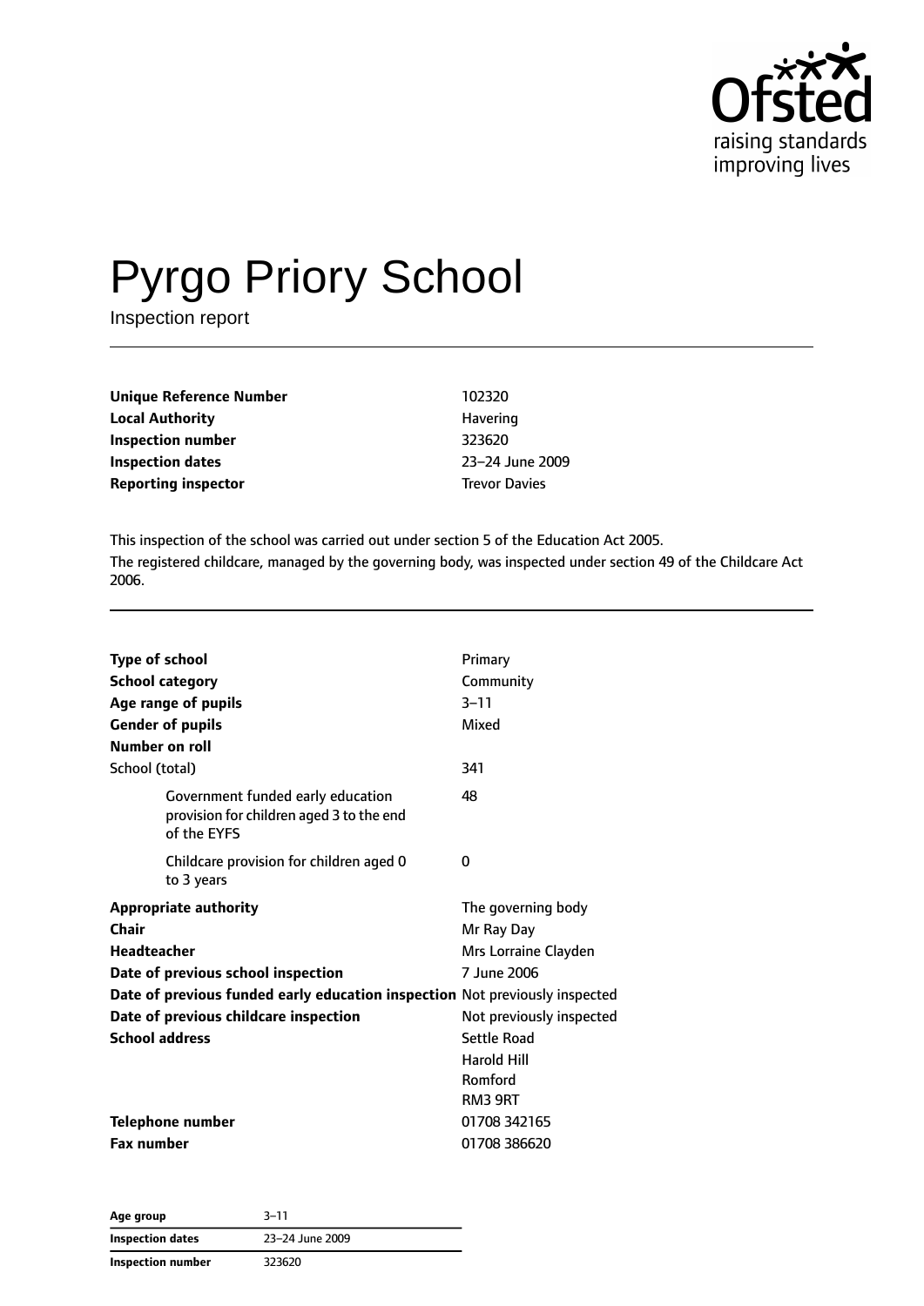# Pyrgo Priory School

Inspection report

| | |
|---|---|
| **Unique Reference Number** | 102320 |
| **Local Authority** | Havering |
| **Inspection number** | 323620 |
| **Inspection dates** | 23–24 June 2009 |
| **Reporting inspector** | Trevor Davies |

This inspection of the school was carried out under section 5 of the Education Act 2005.

The registered childcare, managed by the governing body, was inspected under section 49 of the Childcare Act 2006.

| | |
|---|---|
| **Type of school** | Primary |
| **School category** | Community |
| **Age range of pupils** | 3–11 |
| **Gender of pupils** | Mixed |
| **Number on roll** | |
| School (total) | 341 |
| Government funded early education provision for children aged 3 to the end of the EYFS | 48 |
| Childcare provision for children aged 0 to 3 years | 0 |
| **Appropriate authority** | The governing body |
| **Chair** | Mr Ray Day |
| **Headteacher** | Mrs Lorraine Clayden |
| **Date of previous school inspection** | 7 June 2006 |
| **Date of previous funded early education inspection** | Not previously inspected |
| **Date of previous childcare inspection** | Not previously inspected |
| **School address** | Settle Road<br>Harold Hill<br>Romford<br>RM3 9RT |
| **Telephone number** | 01708 342165 |
| **Fax number** | 01708 386620 |

| | |
|---|---|
| **Age group** | 3–11 |
| **Inspection dates** | 23–24 June 2009 |
| **Inspection number** | 323620 |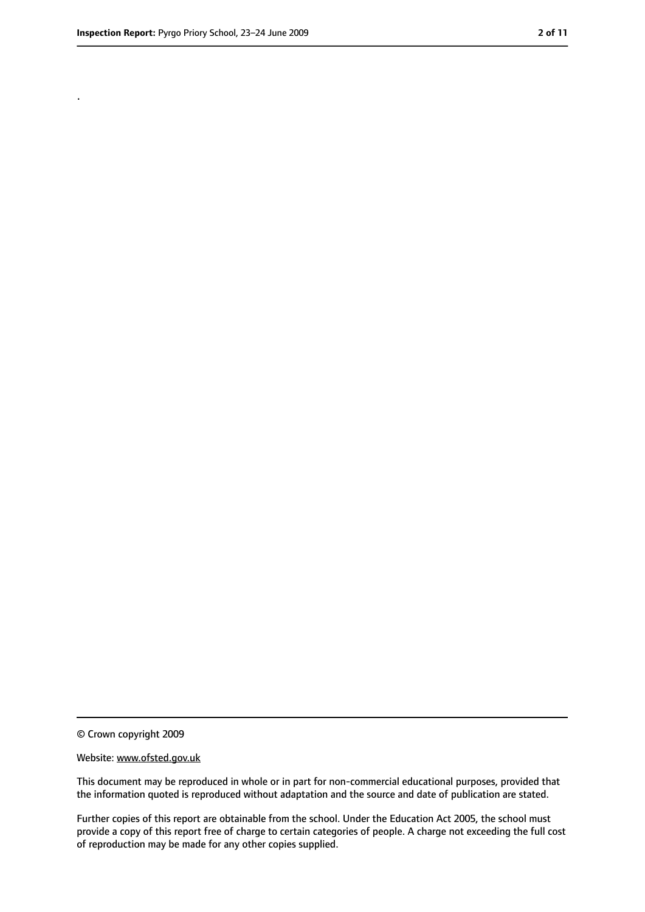.

© Crown copyright 2009

Website: www.ofsted.gov.uk

This document may be reproduced in whole or in part for non-commercial educational purposes, provided that the information quoted is reproduced without adaptation and the source and date of publication are stated.

Further copies of this report are obtainable from the school. Under the Education Act 2005, the school must provide a copy of this report free of charge to certain categories of people. A charge not exceeding the full cost of reproduction may be made for any other copies supplied.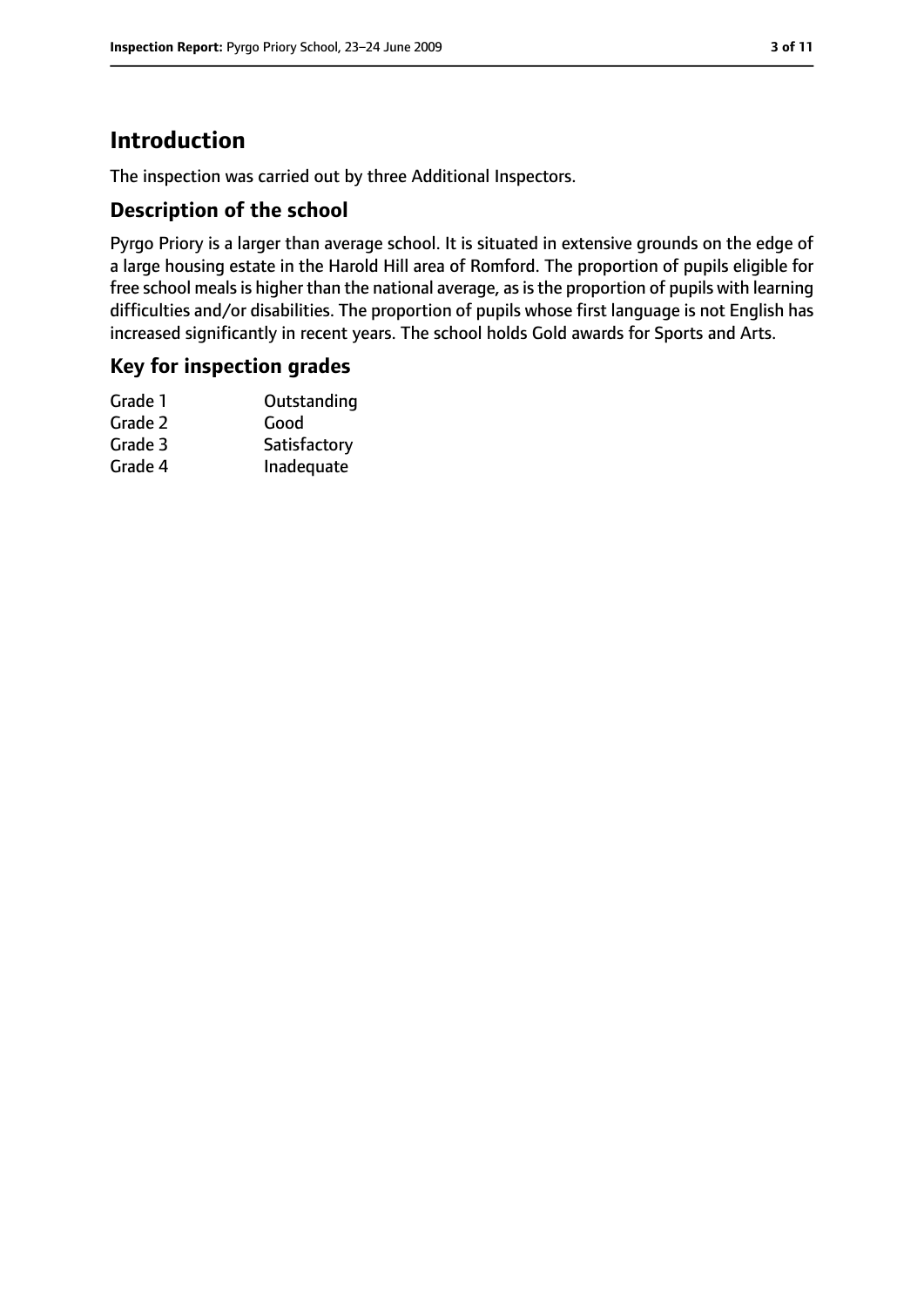## Introduction

The inspection was carried out by three Additional Inspectors.

### Description of the school

Pyrgo Priory is a larger than average school. It is situated in extensive grounds on the edge of a large housing estate in the Harold Hill area of Romford. The proportion of pupils eligible for free school meals is higher than the national average, as is the proportion of pupils with learning difficulties and/or disabilities. The proportion of pupils whose first language is not English has increased significantly in recent years. The school holds Gold awards for Sports and Arts.

### Key for inspection grades

| | |
|---|---|
| Grade 1 | Outstanding |
| Grade 2 | Good |
| Grade 3 | Satisfactory |
| Grade 4 | Inadequate |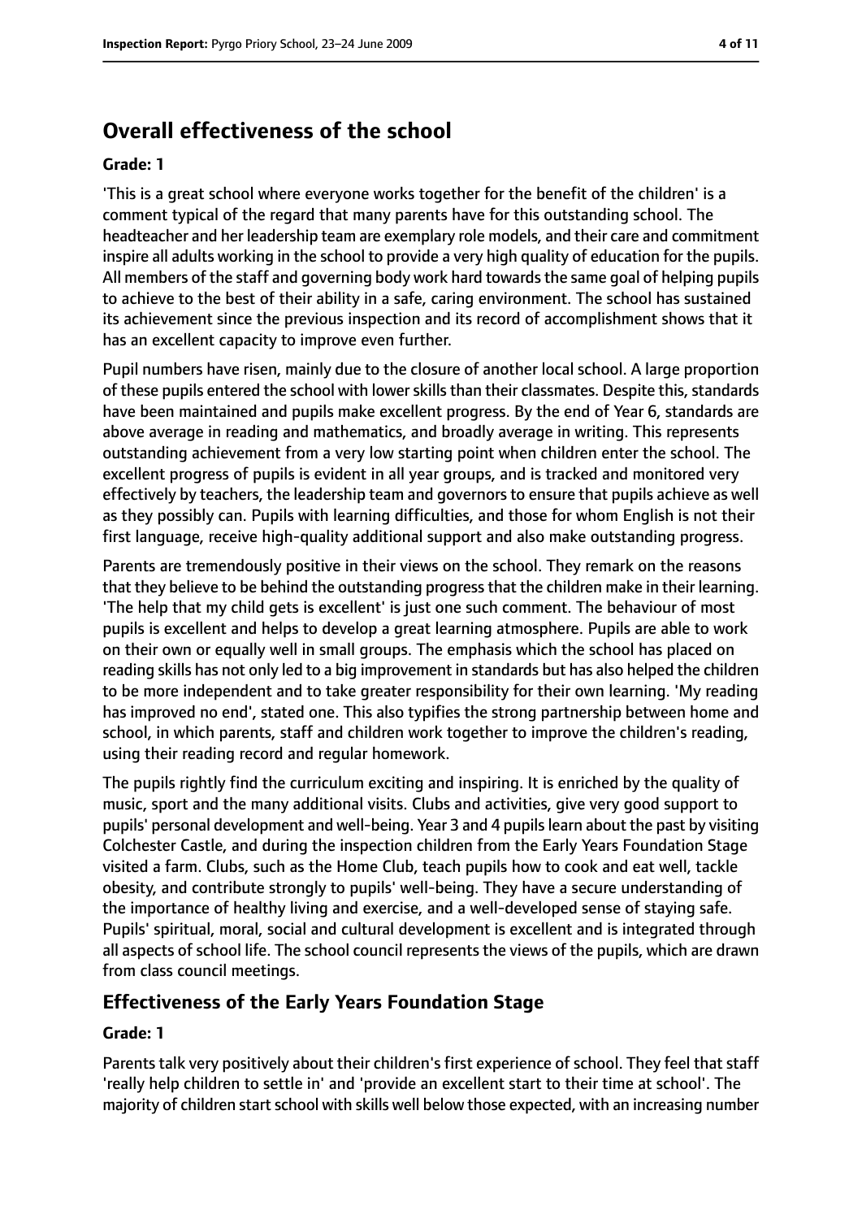## Overall effectiveness of the school

**Grade: 1**

'This is a great school where everyone works together for the benefit of the children' is a comment typical of the regard that many parents have for this outstanding school. The headteacher and her leadership team are exemplary role models, and their care and commitment inspire all adults working in the school to provide a very high quality of education for the pupils. All members of the staff and governing body work hard towards the same goal of helping pupils to achieve to the best of their ability in a safe, caring environment. The school has sustained its achievement since the previous inspection and its record of accomplishment shows that it has an excellent capacity to improve even further.

Pupil numbers have risen, mainly due to the closure of another local school. A large proportion of these pupils entered the school with lower skills than their classmates. Despite this, standards have been maintained and pupils make excellent progress. By the end of Year 6, standards are above average in reading and mathematics, and broadly average in writing. This represents outstanding achievement from a very low starting point when children enter the school. The excellent progress of pupils is evident in all year groups, and is tracked and monitored very effectively by teachers, the leadership team and governors to ensure that pupils achieve as well as they possibly can. Pupils with learning difficulties, and those for whom English is not their first language, receive high-quality additional support and also make outstanding progress.

Parents are tremendously positive in their views on the school. They remark on the reasons that they believe to be behind the outstanding progress that the children make in their learning. 'The help that my child gets is excellent' is just one such comment. The behaviour of most pupils is excellent and helps to develop a great learning atmosphere. Pupils are able to work on their own or equally well in small groups. The emphasis which the school has placed on reading skills has not only led to a big improvement in standards but has also helped the children to be more independent and to take greater responsibility for their own learning. 'My reading has improved no end', stated one. This also typifies the strong partnership between home and school, in which parents, staff and children work together to improve the children's reading, using their reading record and regular homework.

The pupils rightly find the curriculum exciting and inspiring. It is enriched by the quality of music, sport and the many additional visits. Clubs and activities, give very good support to pupils' personal development and well-being. Year 3 and 4 pupils learn about the past by visiting Colchester Castle, and during the inspection children from the Early Years Foundation Stage visited a farm. Clubs, such as the Home Club, teach pupils how to cook and eat well, tackle obesity, and contribute strongly to pupils' well-being. They have a secure understanding of the importance of healthy living and exercise, and a well-developed sense of staying safe. Pupils' spiritual, moral, social and cultural development is excellent and is integrated through all aspects of school life. The school council represents the views of the pupils, which are drawn from class council meetings.

### Effectiveness of the Early Years Foundation Stage

**Grade: 1**

Parents talk very positively about their children's first experience of school. They feel that staff 'really help children to settle in' and 'provide an excellent start to their time at school'. The majority of children start school with skills well below those expected, with an increasing number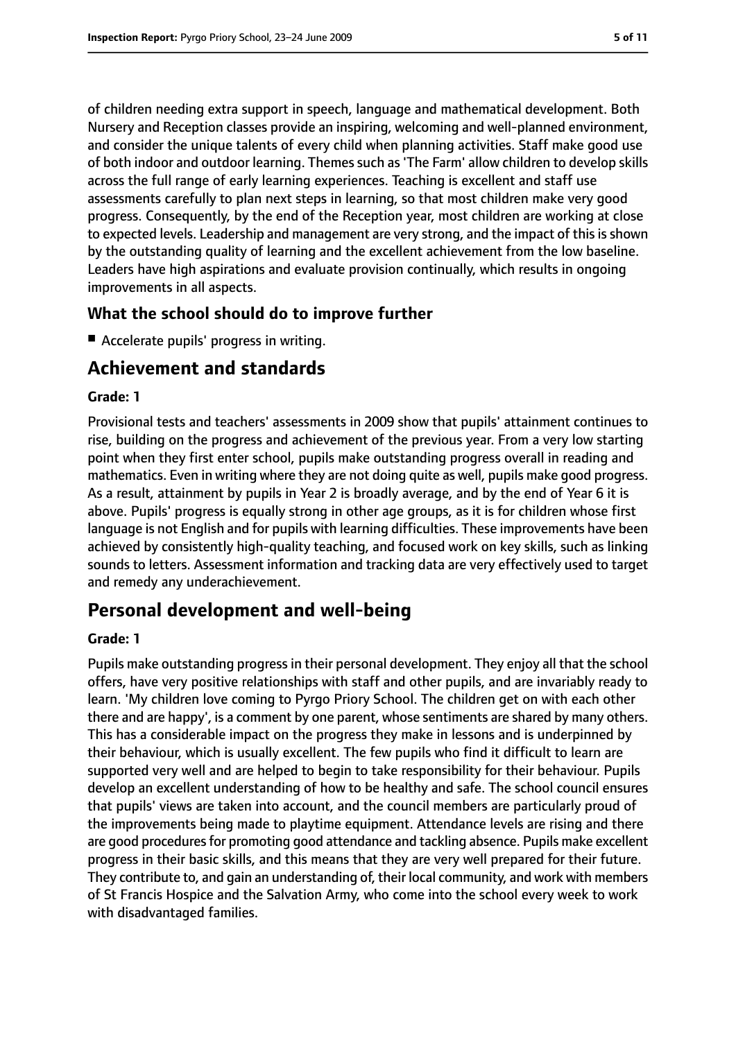of children needing extra support in speech, language and mathematical development. Both Nursery and Reception classes provide an inspiring, welcoming and well-planned environment, and consider the unique talents of every child when planning activities. Staff make good use of both indoor and outdoor learning. Themes such as 'The Farm' allow children to develop skills across the full range of early learning experiences. Teaching is excellent and staff use assessments carefully to plan next steps in learning, so that most children make very good progress. Consequently, by the end of the Reception year, most children are working at close to expected levels. Leadership and management are very strong, and the impact of this is shown by the outstanding quality of learning and the excellent achievement from the low baseline. Leaders have high aspirations and evaluate provision continually, which results in ongoing improvements in all aspects.

### What the school should do to improve further

- Accelerate pupils' progress in writing.

## Achievement and standards

#### Grade: 1

Provisional tests and teachers' assessments in 2009 show that pupils' attainment continues to rise, building on the progress and achievement of the previous year. From a very low starting point when they first enter school, pupils make outstanding progress overall in reading and mathematics. Even in writing where they are not doing quite as well, pupils make good progress. As a result, attainment by pupils in Year 2 is broadly average, and by the end of Year 6 it is above. Pupils' progress is equally strong in other age groups, as it is for children whose first language is not English and for pupils with learning difficulties. These improvements have been achieved by consistently high-quality teaching, and focused work on key skills, such as linking sounds to letters. Assessment information and tracking data are very effectively used to target and remedy any underachievement.

## Personal development and well-being

#### Grade: 1

Pupils make outstanding progress in their personal development. They enjoy all that the school offers, have very positive relationships with staff and other pupils, and are invariably ready to learn. 'My children love coming to Pyrgo Priory School. The children get on with each other there and are happy', is a comment by one parent, whose sentiments are shared by many others. This has a considerable impact on the progress they make in lessons and is underpinned by their behaviour, which is usually excellent. The few pupils who find it difficult to learn are supported very well and are helped to begin to take responsibility for their behaviour. Pupils develop an excellent understanding of how to be healthy and safe. The school council ensures that pupils' views are taken into account, and the council members are particularly proud of the improvements being made to playtime equipment. Attendance levels are rising and there are good procedures for promoting good attendance and tackling absence. Pupils make excellent progress in their basic skills, and this means that they are very well prepared for their future. They contribute to, and gain an understanding of, their local community, and work with members of St Francis Hospice and the Salvation Army, who come into the school every week to work with disadvantaged families.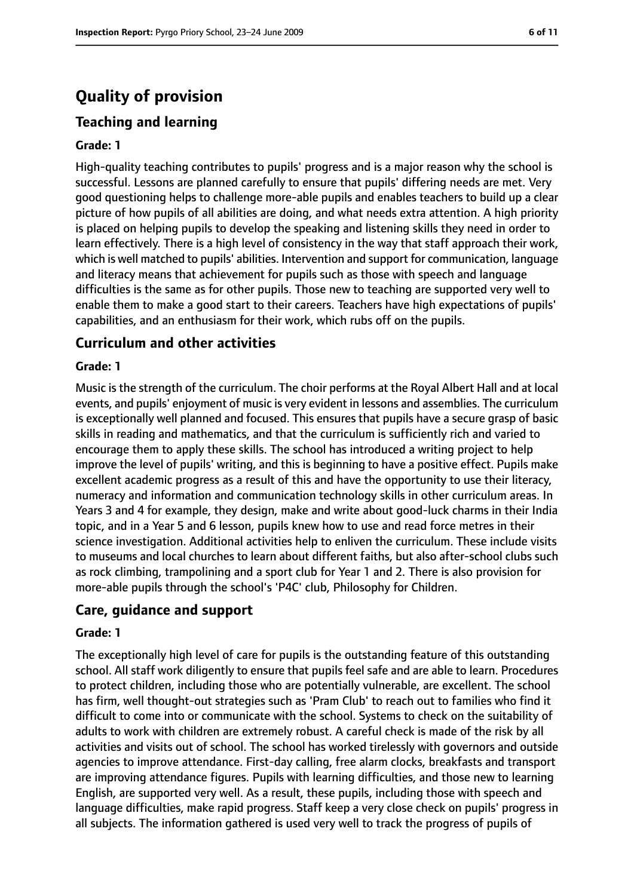# Quality of provision

## Teaching and learning

### Grade: 1

High-quality teaching contributes to pupils' progress and is a major reason why the school is successful. Lessons are planned carefully to ensure that pupils' differing needs are met. Very good questioning helps to challenge more-able pupils and enables teachers to build up a clear picture of how pupils of all abilities are doing, and what needs extra attention. A high priority is placed on helping pupils to develop the speaking and listening skills they need in order to learn effectively. There is a high level of consistency in the way that staff approach their work, which is well matched to pupils' abilities. Intervention and support for communication, language and literacy means that achievement for pupils such as those with speech and language difficulties is the same as for other pupils. Those new to teaching are supported very well to enable them to make a good start to their careers. Teachers have high expectations of pupils' capabilities, and an enthusiasm for their work, which rubs off on the pupils.

## Curriculum and other activities

### Grade: 1

Music is the strength of the curriculum. The choir performs at the Royal Albert Hall and at local events, and pupils' enjoyment of music is very evident in lessons and assemblies. The curriculum is exceptionally well planned and focused. This ensures that pupils have a secure grasp of basic skills in reading and mathematics, and that the curriculum is sufficiently rich and varied to encourage them to apply these skills. The school has introduced a writing project to help improve the level of pupils' writing, and this is beginning to have a positive effect. Pupils make excellent academic progress as a result of this and have the opportunity to use their literacy, numeracy and information and communication technology skills in other curriculum areas. In Years 3 and 4 for example, they design, make and write about good-luck charms in their India topic, and in a Year 5 and 6 lesson, pupils knew how to use and read force metres in their science investigation. Additional activities help to enliven the curriculum. These include visits to museums and local churches to learn about different faiths, but also after-school clubs such as rock climbing, trampolining and a sport club for Year 1 and 2. There is also provision for more-able pupils through the school's 'P4C' club, Philosophy for Children.

## Care, guidance and support

### Grade: 1

The exceptionally high level of care for pupils is the outstanding feature of this outstanding school. All staff work diligently to ensure that pupils feel safe and are able to learn. Procedures to protect children, including those who are potentially vulnerable, are excellent. The school has firm, well thought-out strategies such as 'Pram Club' to reach out to families who find it difficult to come into or communicate with the school. Systems to check on the suitability of adults to work with children are extremely robust. A careful check is made of the risk by all activities and visits out of school. The school has worked tirelessly with governors and outside agencies to improve attendance. First-day calling, free alarm clocks, breakfasts and transport are improving attendance figures. Pupils with learning difficulties, and those new to learning English, are supported very well. As a result, these pupils, including those with speech and language difficulties, make rapid progress. Staff keep a very close check on pupils' progress in all subjects. The information gathered is used very well to track the progress of pupils of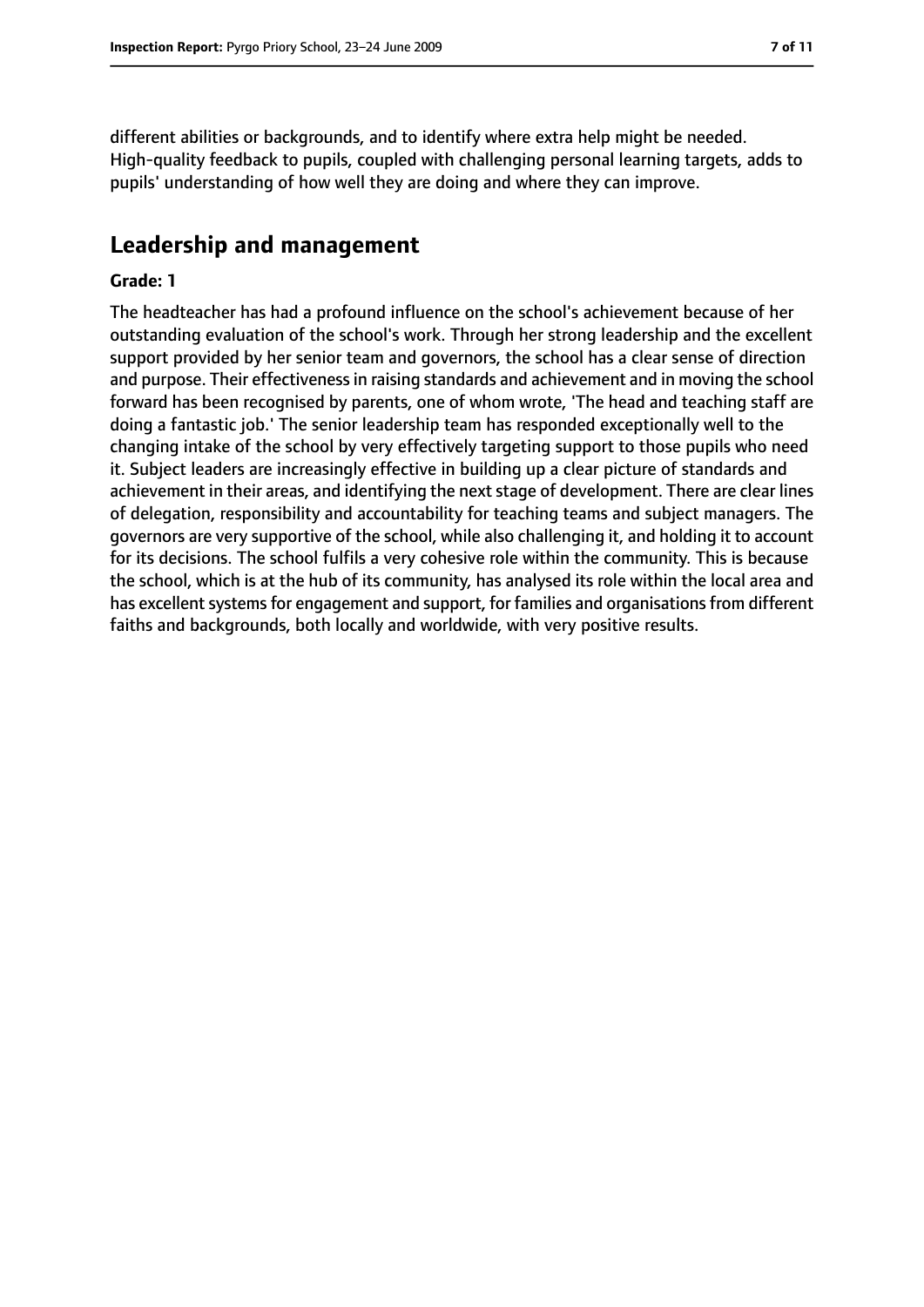different abilities or backgrounds, and to identify where extra help might be needed. High-quality feedback to pupils, coupled with challenging personal learning targets, adds to pupils' understanding of how well they are doing and where they can improve.

## Leadership and management

**Grade: 1**

The headteacher has had a profound influence on the school's achievement because of her outstanding evaluation of the school's work. Through her strong leadership and the excellent support provided by her senior team and governors, the school has a clear sense of direction and purpose. Their effectiveness in raising standards and achievement and in moving the school forward has been recognised by parents, one of whom wrote, 'The head and teaching staff are doing a fantastic job.' The senior leadership team has responded exceptionally well to the changing intake of the school by very effectively targeting support to those pupils who need it. Subject leaders are increasingly effective in building up a clear picture of standards and achievement in their areas, and identifying the next stage of development. There are clear lines of delegation, responsibility and accountability for teaching teams and subject managers. The governors are very supportive of the school, while also challenging it, and holding it to account for its decisions. The school fulfils a very cohesive role within the community. This is because the school, which is at the hub of its community, has analysed its role within the local area and has excellent systems for engagement and support, for families and organisations from different faiths and backgrounds, both locally and worldwide, with very positive results.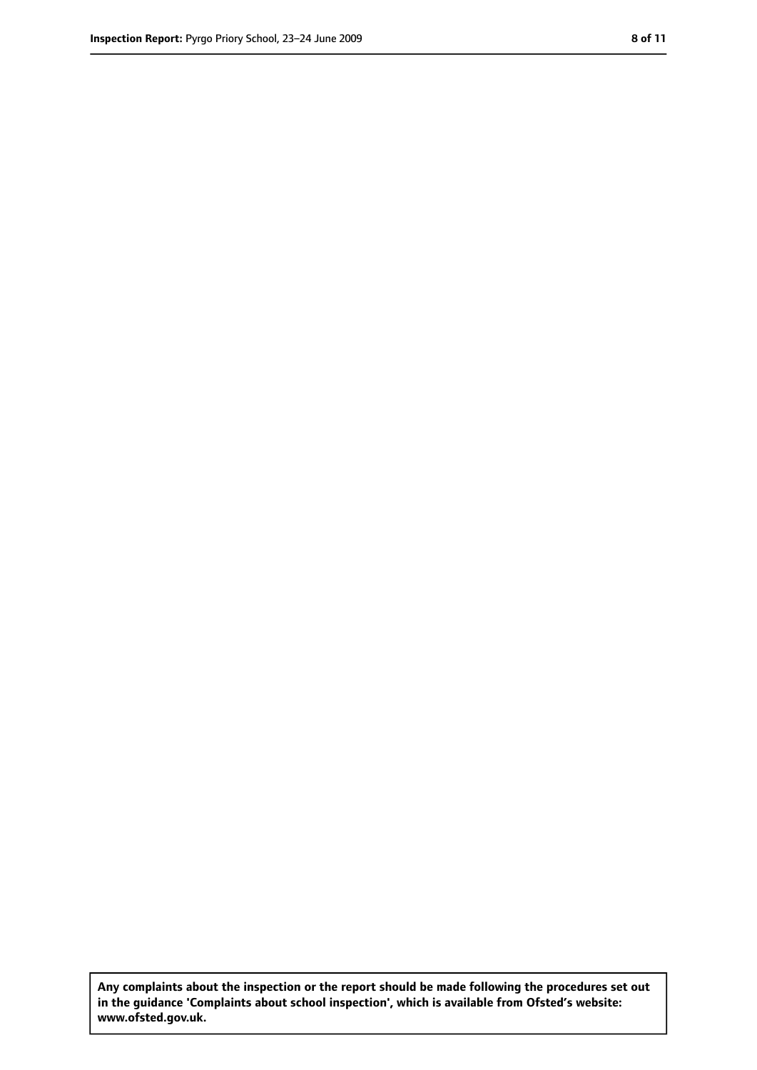**Any complaints about the inspection or the report should be made following the procedures set out in the guidance 'Complaints about school inspection', which is available from Ofsted's website: www.ofsted.gov.uk.**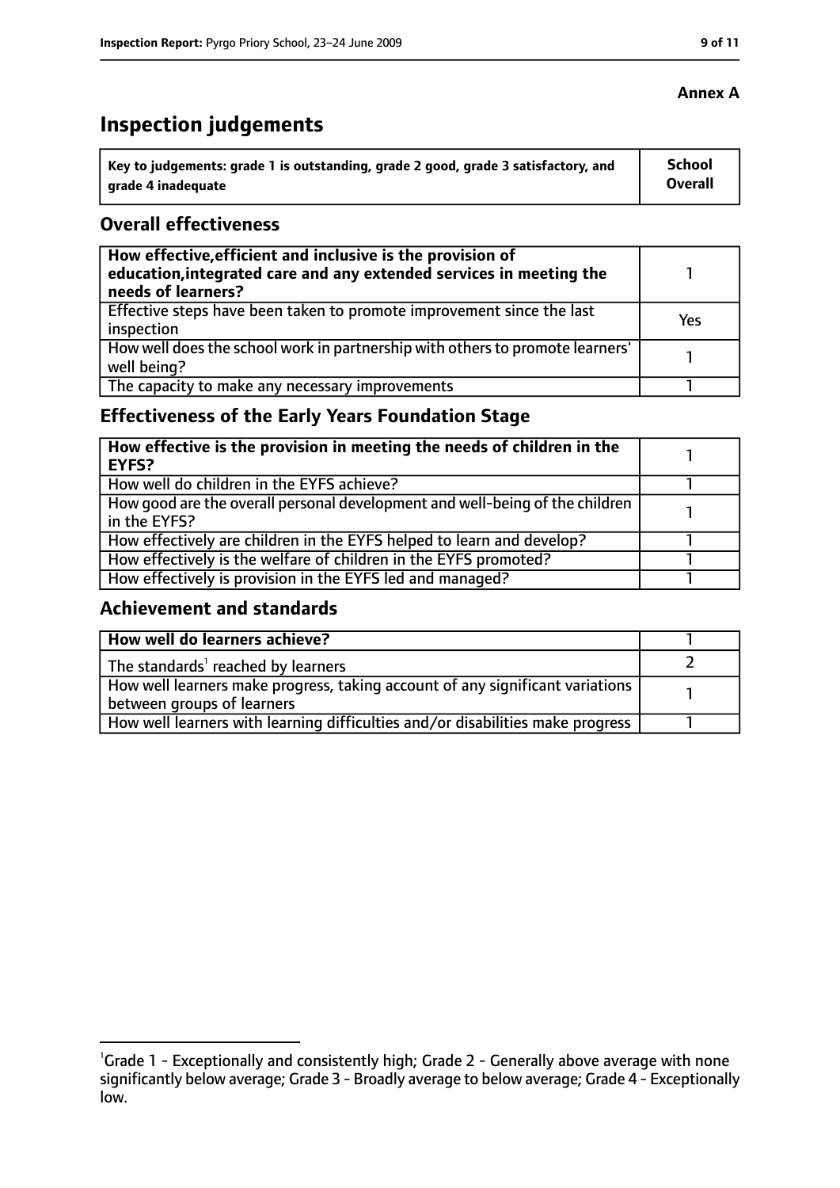**Annex A**

# Inspection judgements

| Key to judgements: grade 1 is outstanding, grade 2 good, grade 3 satisfactory, and grade 4 inadequate | School Overall |
|---|---|

## Overall effectiveness

| | |
|---|---|
| **How effective, efficient and inclusive is the provision of education, integrated care and any extended services in meeting the needs of learners?** | 1 |
| Effective steps have been taken to promote improvement since the last inspection | Yes |
| How well does the school work in partnership with others to promote learners' well being? | 1 |
| The capacity to make any necessary improvements | 1 |

## Effectiveness of the Early Years Foundation Stage

| | |
|---|---|
| **How effective is the provision in meeting the needs of children in the EYFS?** | 1 |
| How well do children in the EYFS achieve? | 1 |
| How good are the overall personal development and well-being of the children in the EYFS? | 1 |
| How effectively are children in the EYFS helped to learn and develop? | 1 |
| How effectively is the welfare of children in the EYFS promoted? | 1 |
| How effectively is provision in the EYFS led and managed? | 1 |

## Achievement and standards

| | |
|---|---|
| **How well do learners achieve?** | 1 |
| The standards[1] reached by learners | 2 |
| How well learners make progress, taking account of any significant variations between groups of learners | 1 |
| How well learners with learning difficulties and/or disabilities make progress | 1 |

[1]Grade 1 - Exceptionally and consistently high; Grade 2 - Generally above average with none significantly below average; Grade 3 - Broadly average to below average; Grade 4 - Exceptionally low.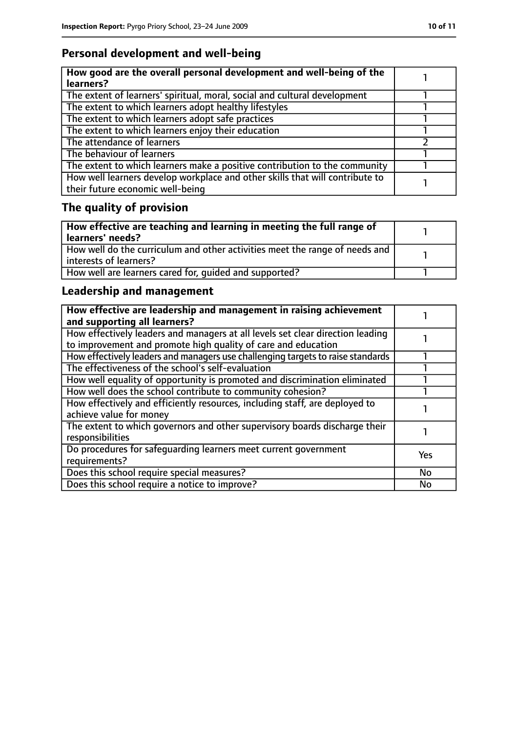## Personal development and well-being

| **How good are the overall personal development and well-being of the learners?** | 1 |
|---|---|
| The extent of learners' spiritual, moral, social and cultural development | 1 |
| The extent to which learners adopt healthy lifestyles | 1 |
| The extent to which learners adopt safe practices | 1 |
| The extent to which learners enjoy their education | 1 |
| The attendance of learners | 2 |
| The behaviour of learners | 1 |
| The extent to which learners make a positive contribution to the community | 1 |
| How well learners develop workplace and other skills that will contribute to their future economic well-being | 1 |

## The quality of provision

| **How effective are teaching and learning in meeting the full range of learners' needs?** | 1 |
|---|---|
| How well do the curriculum and other activities meet the range of needs and interests of learners? | 1 |
| How well are learners cared for, guided and supported? | 1 |

## Leadership and management

| **How effective are leadership and management in raising achievement and supporting all learners?** | 1 |
|---|---|
| How effectively leaders and managers at all levels set clear direction leading to improvement and promote high quality of care and education | 1 |
| How effectively leaders and managers use challenging targets to raise standards | 1 |
| The effectiveness of the school's self-evaluation | 1 |
| How well equality of opportunity is promoted and discrimination eliminated | 1 |
| How well does the school contribute to community cohesion? | 1 |
| How effectively and efficiently resources, including staff, are deployed to achieve value for money | 1 |
| The extent to which governors and other supervisory boards discharge their responsibilities | 1 |
| Do procedures for safeguarding learners meet current government requirements? | Yes |
| Does this school require special measures? | No |
| Does this school require a notice to improve? | No |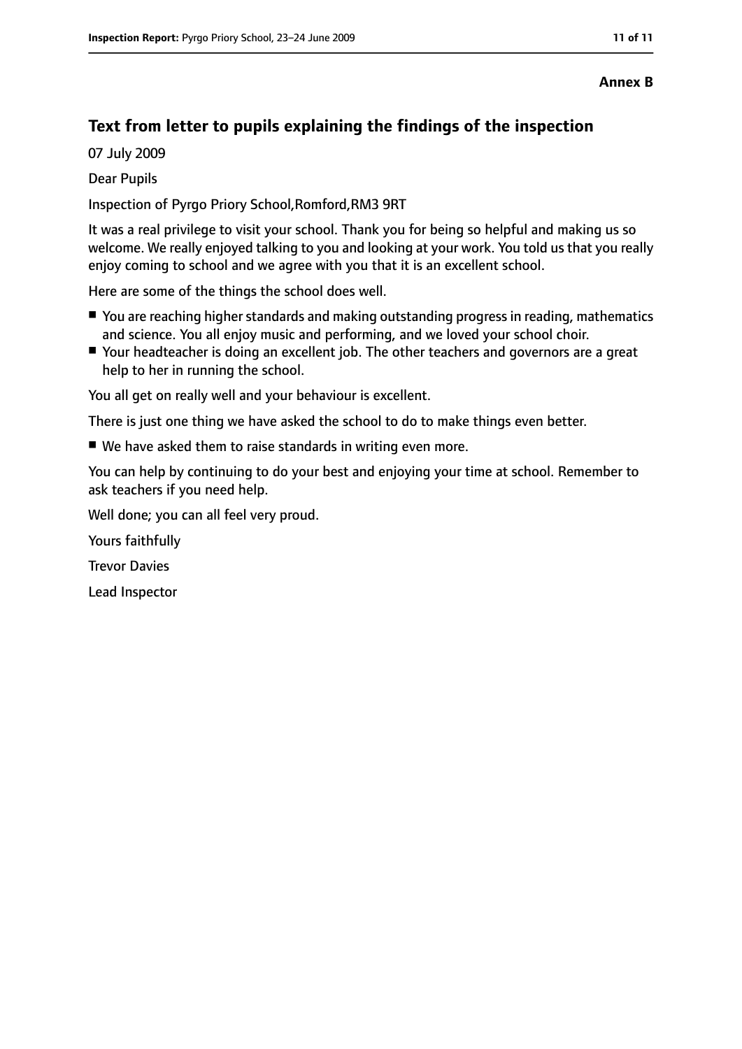**Annex B**

## Text from letter to pupils explaining the findings of the inspection

07 July 2009

Dear Pupils

Inspection of Pyrgo Priory School,Romford,RM3 9RT

It was a real privilege to visit your school. Thank you for being so helpful and making us so welcome. We really enjoyed talking to you and looking at your work. You told us that you really enjoy coming to school and we agree with you that it is an excellent school.

Here are some of the things the school does well.

- You are reaching higher standards and making outstanding progress in reading, mathematics and science. You all enjoy music and performing, and we loved your school choir.
- Your headteacher is doing an excellent job. The other teachers and governors are a great help to her in running the school.

You all get on really well and your behaviour is excellent.

There is just one thing we have asked the school to do to make things even better.

- We have asked them to raise standards in writing even more.

You can help by continuing to do your best and enjoying your time at school. Remember to ask teachers if you need help.

Well done; you can all feel very proud.

Yours faithfully

Trevor Davies

Lead Inspector